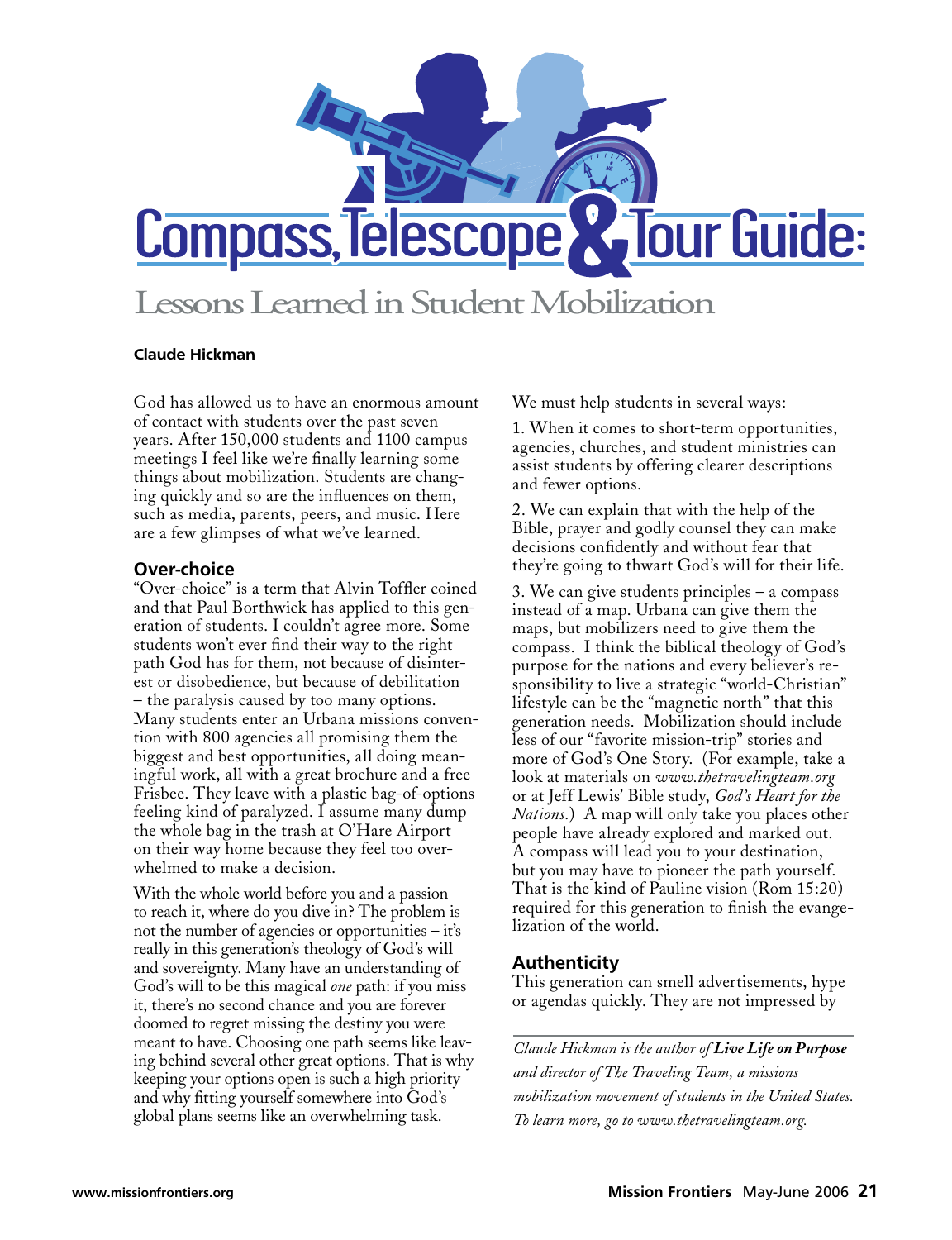# Compass, Telescope & Tour Guide:

## Lessons Learned in Student Mobilization

**Claude Hickman**

God has allowed us to have an enormous amount of contact with students over the past seven years. After 150,000 students and 1100 campus meetings I feel like we're finally learning some things about mobilization. Students are changing quickly and so are the influences on them, such as media, parents, peers, and music. Here are a few glimpses of what we've learned.

### Over-choice

"Over-choice" is a term that Alvin Toffler coined and that Paul Borthwick has applied to this generation of students. I couldn't agree more. Some students won't ever find their way to the right path God has for them, not because of disinterest or disobedience, but because of debilitation – the paralysis caused by too many options. Many students enter an Urbana missions convention with 800 agencies all promising them the biggest and best opportunities, all doing meaningful work, all with a great brochure and a free Frisbee. They leave with a plastic bag-of-options feeling kind of paralyzed. I assume many dump the whole bag in the trash at O'Hare Airport on their way home because they feel too overwhelmed to make a decision.

With the whole world before you and a passion to reach it, where do you dive in? The problem is not the number of agencies or opportunities – it's really in this generation's theology of God's will and sovereignty. Many have an understanding of God's will to be this magical *one* path: if you miss it, there's no second chance and you are forever doomed to regret missing the destiny you were meant to have. Choosing one path seems like leaving behind several other great options. That is why keeping your options open is such a high priority and why fitting yourself somewhere into God's global plans seems like an overwhelming task.

We must help students in several ways:

1. When it comes to short-term opportunities, agencies, churches, and student ministries can assist students by offering clearer descriptions and fewer options.

2. We can explain that with the help of the Bible, prayer and godly counsel they can make decisions confidently and without fear that they're going to thwart God's will for their life.

3. We can give students principles – a compass instead of a map. Urbana can give them the maps, but mobilizers need to give them the compass. I think the biblical theology of God's purpose for the nations and every believer's responsibility to live a strategic "world-Christian" lifestyle can be the "magnetic north" that this generation needs. Mobilization should include less of our "favorite mission-trip" stories and more of God's One Story. (For example, take a look at materials on *www.thetravelingteam.org* or at Jeff Lewis' Bible study, *God's Heart for the Nations*.) A map will only take you places other people have already explored and marked out. A compass will lead you to your destination, but you may have to pioneer the path yourself. That is the kind of Pauline vision (Rom 15:20) required for this generation to finish the evangelization of the world.

### Authenticity

This generation can smell advertisements, hype or agendas quickly. They are not impressed by

*Claude Hickman is the author of* ***Live Life on Purpose*** *and director of The Traveling Team, a missions mobilization movement of students in the United States. To learn more, go to www.thetravelingteam.org.*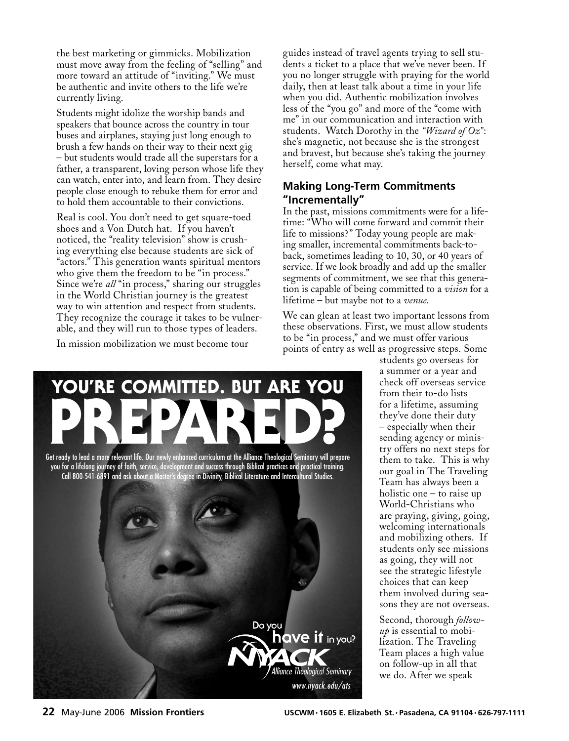the best marketing or gimmicks. Mobilization must move away from the feeling of "selling" and more toward an attitude of "inviting." We must be authentic and invite others to the life we're currently living.

Students might idolize the worship bands and speakers that bounce across the country in tour buses and airplanes, staying just long enough to brush a few hands on their way to their next gig – but students would trade all the superstars for a father, a transparent, loving person whose life they can watch, enter into, and learn from. They desire people close enough to rebuke them for error and to hold them accountable to their convictions.

Real is cool. You don't need to get square-toed shoes and a Von Dutch hat. If you haven't noticed, the "reality television" show is crushing everything else because students are sick of "actors." This generation wants spiritual mentors who give them the freedom to be "in process." Since we're *all* "in process," sharing our struggles in the World Christian journey is the greatest way to win attention and respect from students. They recognize the courage it takes to be vulnerable, and they will run to those types of leaders.

In mission mobilization we must become tour guides instead of travel agents trying to sell students a ticket to a place that we've never been. If you no longer struggle with praying for the world daily, then at least talk about a time in your life when you did. Authentic mobilization involves less of the "you go" and more of the "come with me" in our communication and interaction with students. Watch Dorothy in the *"Wizard of Oz"*: she's magnetic, not because she is the strongest and bravest, but because she's taking the journey herself, come what may.

## Making Long-Term Commitments "Incrementally"

In the past, missions commitments were for a lifetime: "Who will come forward and commit their life to missions?" Today young people are making smaller, incremental commitments back-to-back, sometimes leading to 10, 30, or 40 years of service. If we look broadly and add up the smaller segments of commitment, we see that this generation is capable of being committed to a *vision* for a lifetime – but maybe not to a *venue.*

We can glean at least two important lessons from these observations. First, we must allow students to be "in process," and we must offer various points of entry as well as progressive steps. Some students go overseas for a summer or a year and check off overseas service from their to-do lists for a lifetime, assuming they've done their duty – especially when their sending agency or ministry offers no next steps for them to take. This is why our goal in The Traveling Team has always been a holistic one – to raise up World-Christians who are praying, giving, going, welcoming internationals and mobilizing others. If students only see missions as going, they will not see the strategic lifestyle choices that can keep them involved during seasons they are not overseas.

Second, thorough *follow-up* is essential to mobilization. The Traveling Team places a high value on follow-up in all that we do. After we speak

YOU'RE COMMITTED. BUT ARE YOU PREPARED?

Get ready to lead a more relevant life. Our newly enhanced curriculum at the Alliance Theological Seminary will prepare you for a lifelong journey of faith, service, development and success through Biblical practices and practical training. Call 800-541-6891 and ask about a Master's degree in Divinity, Biblical Literature and Intercultural Studies.

Do you have it in you?

NYACK Alliance Theological Seminary

www.nyack.edu/ats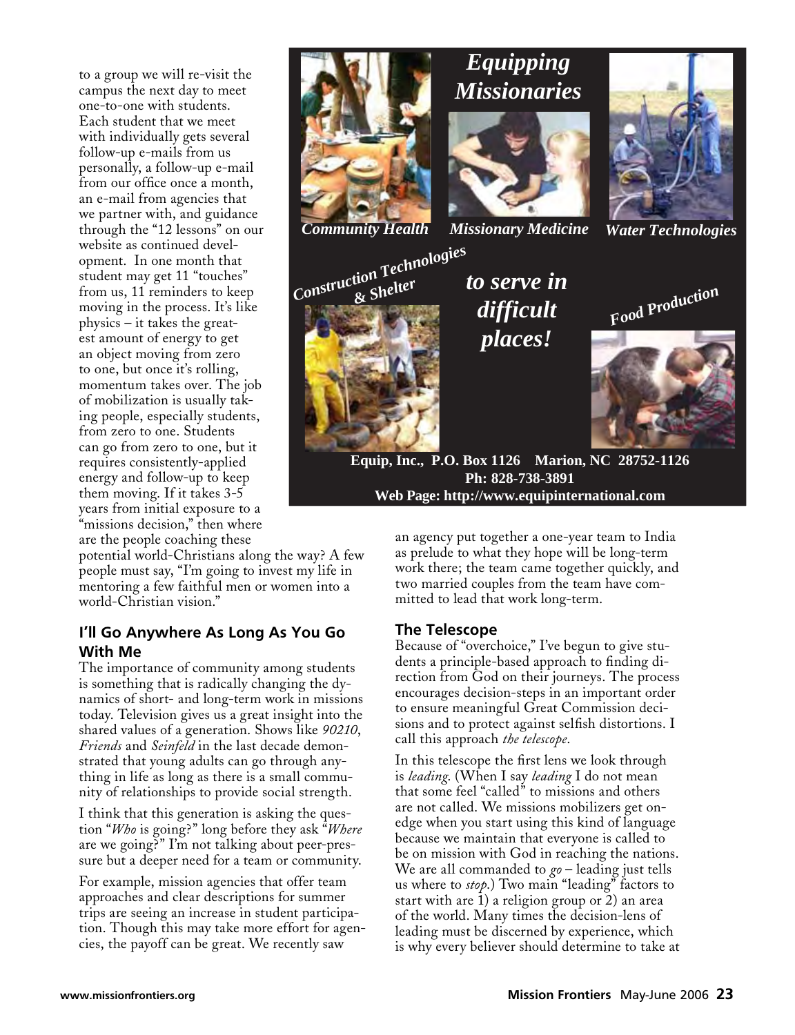to a group we will re-visit the campus the next day to meet one-to-one with students. Each student that we meet with individually gets several follow-up e-mails from us personally, a follow-up e-mail from our office once a month, an e-mail from agencies that we partner with, and guidance through the "12 lessons" on our website as continued development. In one month that student may get 11 "touches" from us, 11 reminders to keep moving in the process. It's like physics – it takes the greatest amount of energy to get an object moving from zero to one, but once it's rolling, momentum takes over. The job of mobilization is usually taking people, especially students, from zero to one. Students can go from zero to one, but it requires consistently-applied energy and follow-up to keep them moving. If it takes 3-5 years from initial exposure to a "missions decision," then where are the people coaching these potential world-Christians along the way? A few people must say, "I'm going to invest my life in mentoring a few faithful men or women into a world-Christian vision."

**Equipping Missionaries**

Community Health | Missionary Medicine | Water Technologies | Construction Technologies & Shelter | Food Production

**to serve in difficult places!**

**Equip, Inc., P.O. Box 1126 Marion, NC 28752-1126**
**Ph: 828-738-3891**
**Web Page: http://www.equipinternational.com**

### I'll Go Anywhere As Long As You Go With Me

The importance of community among students is something that is radically changing the dynamics of short- and long-term work in missions today. Television gives us a great insight into the shared values of a generation. Shows like *90210*, *Friends* and *Seinfeld* in the last decade demonstrated that young adults can go through anything in life as long as there is a small community of relationships to provide social strength.

I think that this generation is asking the question "*Who* is going?" long before they ask "*Where* are we going?" I'm not talking about peer-pressure but a deeper need for a team or community.

For example, mission agencies that offer team approaches and clear descriptions for summer trips are seeing an increase in student participation. Though this may take more effort for agencies, the payoff can be great. We recently saw an agency put together a one-year team to India as prelude to what they hope will be long-term work there; the team came together quickly, and two married couples from the team have committed to lead that work long-term.

### The Telescope

Because of "overchoice," I've begun to give students a principle-based approach to finding direction from God on their journeys. The process encourages decision-steps in an important order to ensure meaningful Great Commission decisions and to protect against selfish distortions. I call this approach *the telescope*.

In this telescope the first lens we look through is *leading*. (When I say *leading* I do not mean that some feel "called" to missions and others are not called. We missions mobilizers get on-edge when you start using this kind of language because we maintain that everyone is called to be on mission with God in reaching the nations. We are all commanded to *go* – leading just tells us where to *stop*.) Two main "leading" factors to start with are 1) a religion group or 2) an area of the world. Many times the decision-lens of leading must be discerned by experience, which is why every believer should determine to take at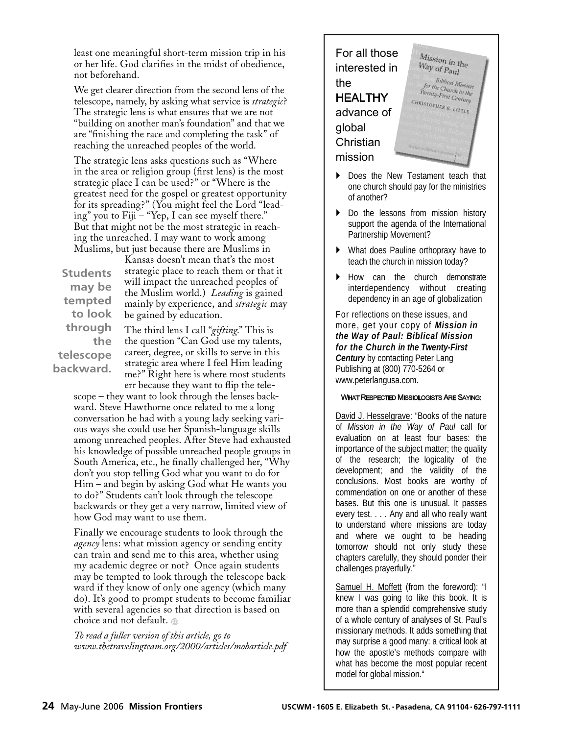least one meaningful short-term mission trip in his or her life. God clarifies in the midst of obedience, not beforehand.

We get clearer direction from the second lens of the telescope, namely, by asking what service is *strategic*? The strategic lens is what ensures that we are not "building on another man's foundation" and that we are "finishing the race and completing the task" of reaching the unreached peoples of the world.

The strategic lens asks questions such as "Where in the area or religion group (first lens) is the most strategic place I can be used?" or "Where is the greatest need for the gospel or greatest opportunity for its spreading?" (You might feel the Lord "leading" you to Fiji – "Yep, I can see myself there." But that might not be the most strategic in reaching the unreached. I may want to work among Muslims, but just because there are Muslims in Kansas doesn't mean that's the most strategic place to reach them or that it will impact the unreached peoples of the Muslim world.) *Leading* is gained mainly by experience, and *strategic* may be gained by education.

**Students may be tempted to look through the telescope backward.**

The third lens I call "*gifting*." This is the question "Can God use my talents, career, degree, or skills to serve in this strategic area where I feel Him leading me?" Right here is where most students err because they want to flip the telescope – they want to look through the lenses backward. Steve Hawthorne once related to me a long conversation he had with a young lady seeking various ways she could use her Spanish-language skills among unreached peoples. After Steve had exhausted his knowledge of possible unreached people groups in South America, etc., he finally challenged her, "Why don't you stop telling God what you want to do for Him – and begin by asking God what He wants you to do?" Students can't look through the telescope backwards or they get a very narrow, limited view of how God may want to use them.

Finally we encourage students to look through the *agency* lens: what mission agency or sending entity can train and send me to this area, whether using my academic degree or not? Once again students may be tempted to look through the telescope backward if they know of only one agency (which many do). It's good to prompt students to become familiar with several agencies so that direction is based on choice and not default.

*To read a fuller version of this article, go to www.thetravelingteam.org/2000/articles/mobarticle.pdf*

---

For all those interested in the **HEALTHY** advance of global Christian mission

- Does the New Testament teach that one church should pay for the ministries of another?
- Do the lessons from mission history support the agenda of the International Partnership Movement?
- What does Pauline orthopraxy have to teach the church in mission today?
- How can the church demonstrate interdependency without creating dependency in an age of globalization

For reflections on these issues, and more, get your copy of ***Mission in the Way of Paul: Biblical Mission for the Church in the Twenty-First Century*** by contacting Peter Lang Publishing at (800) 770-5264 or www.peterlangusa.com.

WHAT RESPECTED MISSIOLOGISTS ARE SAYING:

David J. Hesselgrave: "Books of the nature of *Mission in the Way of Paul* call for evaluation on at least four bases: the importance of the subject matter; the quality of the research; the logicality of the development; and the validity of the conclusions. Most books are worthy of commendation on one or another of these bases. But this one is unusual. It passes every test. . . . Any and all who really want to understand where missions are today and where we ought to be heading tomorrow should not only study these chapters carefully, they should ponder their challenges prayerfully."

Samuel H. Moffett (from the foreword): "I knew I was going to like this book. It is more than a splendid comprehensive study of a whole century of analyses of St. Paul's missionary methods. It adds something that may surprise a good many: a critical look at how the apostle's methods compare with what has become the most popular recent model for global mission."